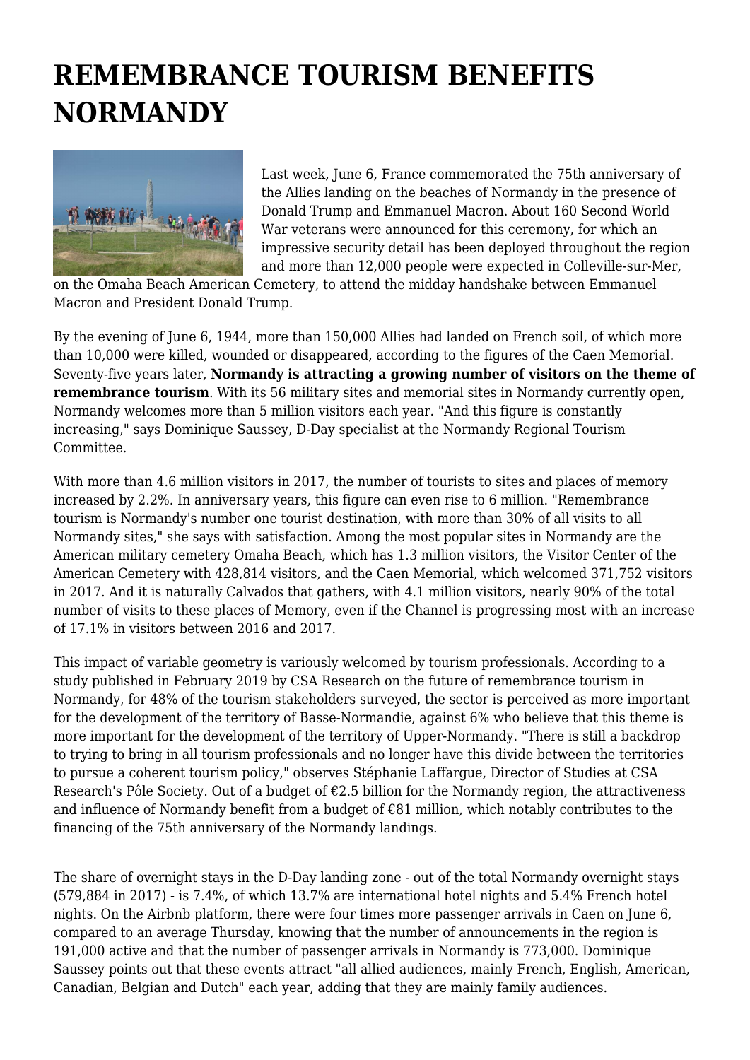# REMEMBRANCE TOURISM BENEFITS NORMANDY

Last week, June 6, France commemorated the 75th anniversary of the Allies landing on the beaches of Normandy in the presence of Donald Trump and Emmanuel Macron. About 160 Second World War veterans were announced for this ceremony, for which an impressive security detail has been deployed throughout the region and more than 12,000 people were expected in Colleville-sur-Mer, on the Omaha Beach American Cemetery, to attend the midday handshake between Emmanuel Macron and President Donald Trump.

By the evening of June 6, 1944, more than 150,000 Allies had landed on French soil, of which more than 10,000 were killed, wounded or disappeared, according to the figures of the Caen Memorial. Seventy-five years later, **Normandy is attracting a growing number of visitors on the theme of remembrance tourism**. With its 56 military sites and memorial sites in Normandy currently open, Normandy welcomes more than 5 million visitors each year. "And this figure is constantly increasing," says Dominique Saussey, D-Day specialist at the Normandy Regional Tourism Committee.

With more than 4.6 million visitors in 2017, the number of tourists to sites and places of memory increased by 2.2%. In anniversary years, this figure can even rise to 6 million. "Remembrance tourism is Normandy's number one tourist destination, with more than 30% of all visits to all Normandy sites," she says with satisfaction. Among the most popular sites in Normandy are the American military cemetery Omaha Beach, which has 1.3 million visitors, the Visitor Center of the American Cemetery with 428,814 visitors, and the Caen Memorial, which welcomed 371,752 visitors in 2017. And it is naturally Calvados that gathers, with 4.1 million visitors, nearly 90% of the total number of visits to these places of Memory, even if the Channel is progressing most with an increase of 17.1% in visitors between 2016 and 2017.

This impact of variable geometry is variously welcomed by tourism professionals. According to a study published in February 2019 by CSA Research on the future of remembrance tourism in Normandy, for 48% of the tourism stakeholders surveyed, the sector is perceived as more important for the development of the territory of Basse-Normandie, against 6% who believe that this theme is more important for the development of the territory of Upper-Normandy. "There is still a backdrop to trying to bring in all tourism professionals and no longer have this divide between the territories to pursue a coherent tourism policy," observes Stéphanie Laffargue, Director of Studies at CSA Research's Pôle Society. Out of a budget of €2.5 billion for the Normandy region, the attractiveness and influence of Normandy benefit from a budget of €81 million, which notably contributes to the financing of the 75th anniversary of the Normandy landings.

The share of overnight stays in the D-Day landing zone - out of the total Normandy overnight stays (579,884 in 2017) - is 7.4%, of which 13.7% are international hotel nights and 5.4% French hotel nights. On the Airbnb platform, there were four times more passenger arrivals in Caen on June 6, compared to an average Thursday, knowing that the number of announcements in the region is 191,000 active and that the number of passenger arrivals in Normandy is 773,000. Dominique Saussey points out that these events attract "all allied audiences, mainly French, English, American, Canadian, Belgian and Dutch" each year, adding that they are mainly family audiences.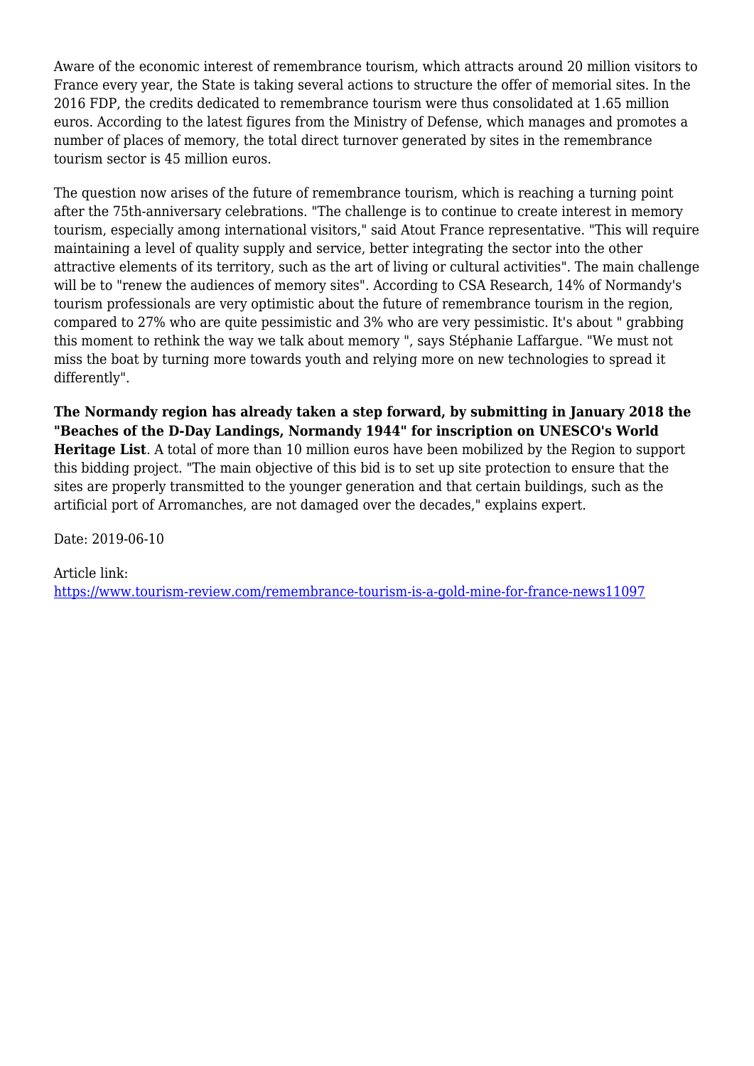Aware of the economic interest of remembrance tourism, which attracts around 20 million visitors to France every year, the State is taking several actions to structure the offer of memorial sites. In the 2016 FDP, the credits dedicated to remembrance tourism were thus consolidated at 1.65 million euros. According to the latest figures from the Ministry of Defense, which manages and promotes a number of places of memory, the total direct turnover generated by sites in the remembrance tourism sector is 45 million euros.

The question now arises of the future of remembrance tourism, which is reaching a turning point after the 75th-anniversary celebrations. "The challenge is to continue to create interest in memory tourism, especially among international visitors," said Atout France representative. "This will require maintaining a level of quality supply and service, better integrating the sector into the other attractive elements of its territory, such as the art of living or cultural activities". The main challenge will be to "renew the audiences of memory sites". According to CSA Research, 14% of Normandy's tourism professionals are very optimistic about the future of remembrance tourism in the region, compared to 27% who are quite pessimistic and 3% who are very pessimistic. It's about " grabbing this moment to rethink the way we talk about memory ", says Stéphanie Laffargue. "We must not miss the boat by turning more towards youth and relying more on new technologies to spread it differently".

**The Normandy region has already taken a step forward, by submitting in January 2018 the "Beaches of the D-Day Landings, Normandy 1944" for inscription on UNESCO's World Heritage List**. A total of more than 10 million euros have been mobilized by the Region to support this bidding project. "The main objective of this bid is to set up site protection to ensure that the sites are properly transmitted to the younger generation and that certain buildings, such as the artificial port of Arromanches, are not damaged over the decades," explains expert.

Date: 2019-06-10

Article link:
[https://www.tourism-review.com/remembrance-tourism-is-a-gold-mine-for-france-news11097](https://www.tourism-review.com/remembrance-tourism-is-a-gold-mine-for-france-news11097)